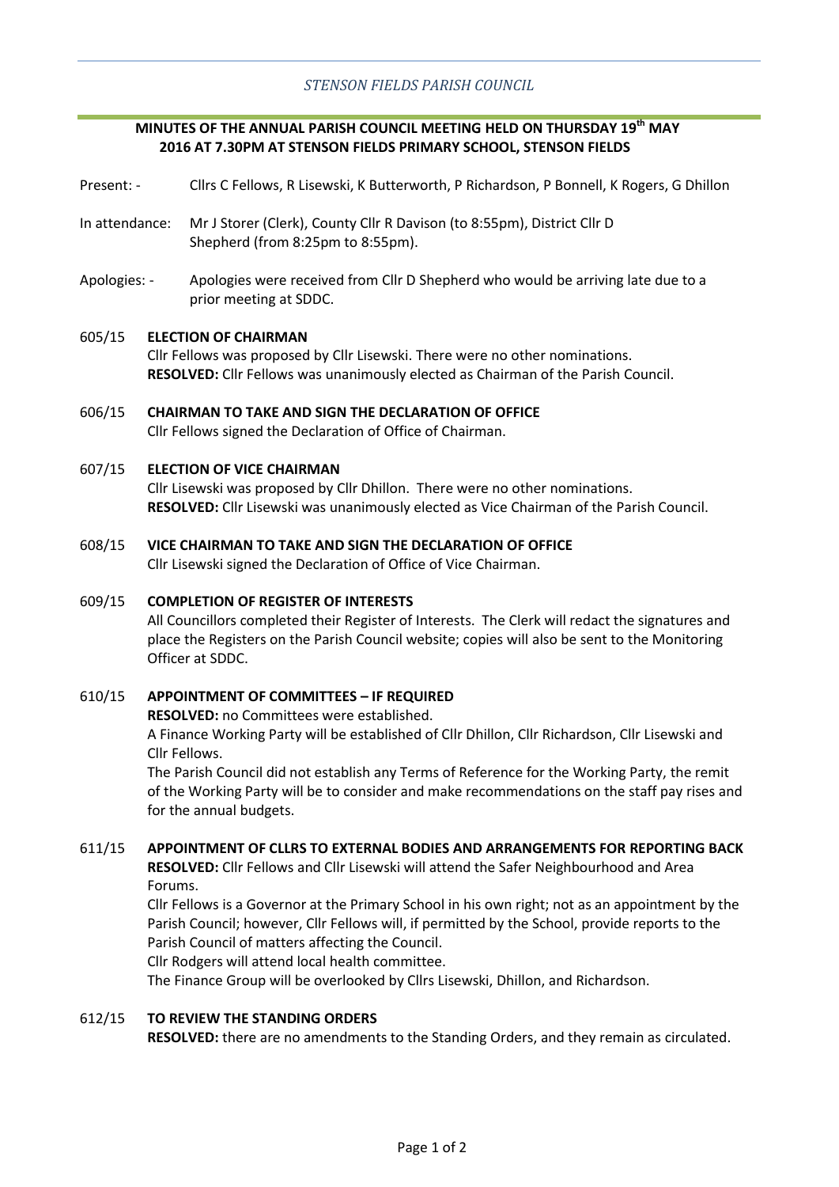*STENSON FIELDS PARISH COUNCIL*

**MINUTES OF THE ANNUAL PARISH COUNCIL MEETING HELD ON THURSDAY 19th MAY 2016 AT 7.30PM AT STENSON FIELDS PRIMARY SCHOOL, STENSON FIELDS**

Present: - Cllrs C Fellows, R Lisewski, K Butterworth, P Richardson, P Bonnell, K Rogers, G Dhillon

In attendance: Mr J Storer (Clerk), County Cllr R Davison (to 8:55pm), District Cllr D Shepherd (from 8:25pm to 8:55pm).

Apologies: - Apologies were received from Cllr D Shepherd who would be arriving late due to a prior meeting at SDDC.

**605/15 ELECTION OF CHAIRMAN**

Cllr Fellows was proposed by Cllr Lisewski. There were no other nominations.
**RESOLVED:** Cllr Fellows was unanimously elected as Chairman of the Parish Council.

**606/15 CHAIRMAN TO TAKE AND SIGN THE DECLARATION OF OFFICE**

Cllr Fellows signed the Declaration of Office of Chairman.

**607/15 ELECTION OF VICE CHAIRMAN**

Cllr Lisewski was proposed by Cllr Dhillon. There were no other nominations.
**RESOLVED:** Cllr Lisewski was unanimously elected as Vice Chairman of the Parish Council.

**608/15 VICE CHAIRMAN TO TAKE AND SIGN THE DECLARATION OF OFFICE**

Cllr Lisewski signed the Declaration of Office of Vice Chairman.

**609/15 COMPLETION OF REGISTER OF INTERESTS**

All Councillors completed their Register of Interests. The Clerk will redact the signatures and place the Registers on the Parish Council website; copies will also be sent to the Monitoring Officer at SDDC.

**610/15 APPOINTMENT OF COMMITTEES – IF REQUIRED**

**RESOLVED:** no Committees were established.

A Finance Working Party will be established of Cllr Dhillon, Cllr Richardson, Cllr Lisewski and Cllr Fellows.

The Parish Council did not establish any Terms of Reference for the Working Party, the remit of the Working Party will be to consider and make recommendations on the staff pay rises and for the annual budgets.

**611/15 APPOINTMENT OF CLLRS TO EXTERNAL BODIES AND ARRANGEMENTS FOR REPORTING BACK**

**RESOLVED:** Cllr Fellows and Cllr Lisewski will attend the Safer Neighbourhood and Area Forums.

Cllr Fellows is a Governor at the Primary School in his own right; not as an appointment by the Parish Council; however, Cllr Fellows will, if permitted by the School, provide reports to the Parish Council of matters affecting the Council.

Cllr Rodgers will attend local health committee.

The Finance Group will be overlooked by Cllrs Lisewski, Dhillon, and Richardson.

**612/15 TO REVIEW THE STANDING ORDERS**

**RESOLVED:** there are no amendments to the Standing Orders, and they remain as circulated.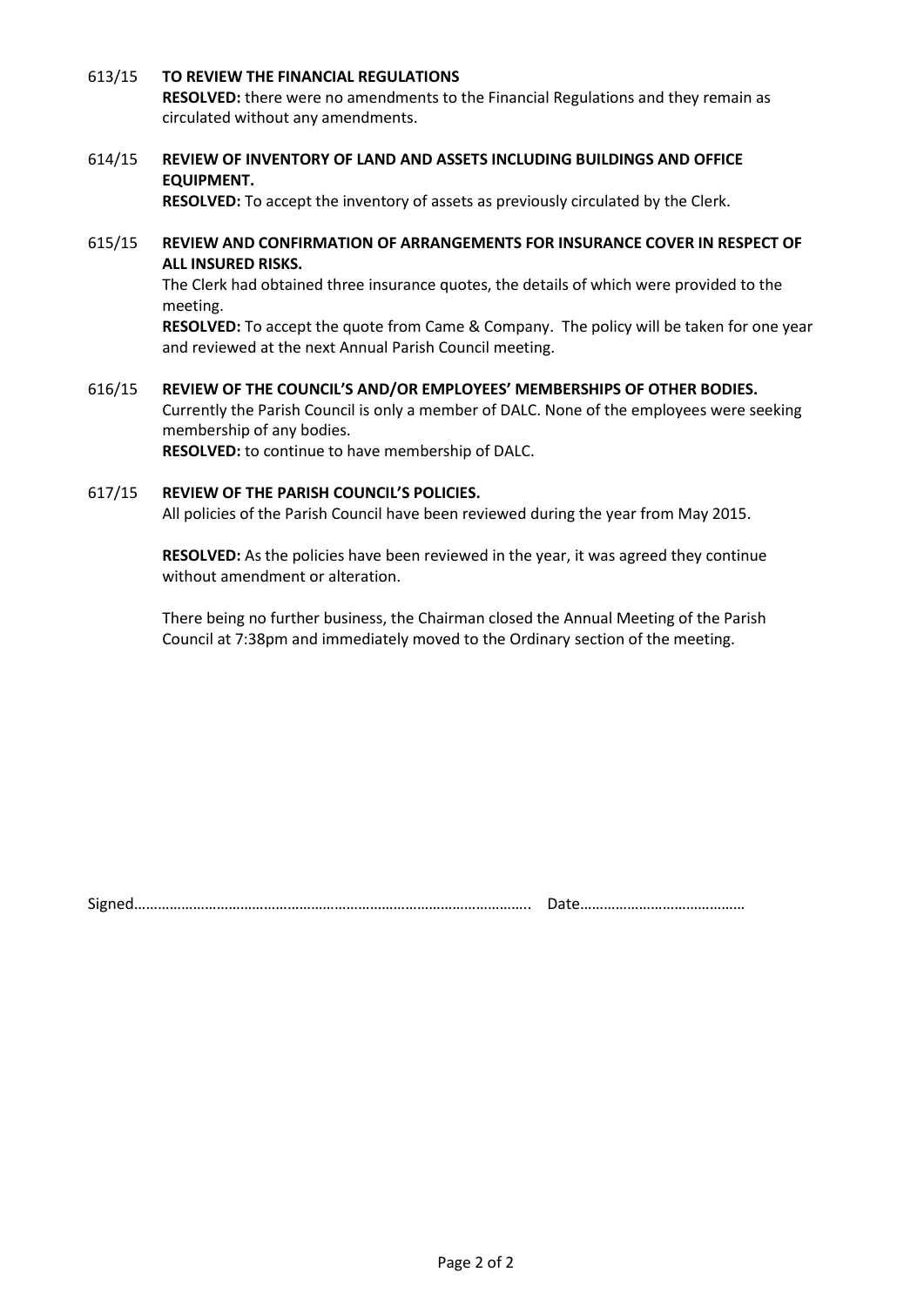613/15 **TO REVIEW THE FINANCIAL REGULATIONS**

**RESOLVED:** there were no amendments to the Financial Regulations and they remain as circulated without any amendments.

614/15 **REVIEW OF INVENTORY OF LAND AND ASSETS INCLUDING BUILDINGS AND OFFICE EQUIPMENT.**

**RESOLVED:** To accept the inventory of assets as previously circulated by the Clerk.

615/15 **REVIEW AND CONFIRMATION OF ARRANGEMENTS FOR INSURANCE COVER IN RESPECT OF ALL INSURED RISKS.**

The Clerk had obtained three insurance quotes, the details of which were provided to the meeting.

**RESOLVED:** To accept the quote from Came & Company. The policy will be taken for one year and reviewed at the next Annual Parish Council meeting.

616/15 **REVIEW OF THE COUNCIL'S AND/OR EMPLOYEES' MEMBERSHIPS OF OTHER BODIES.**

Currently the Parish Council is only a member of DALC. None of the employees were seeking membership of any bodies.

**RESOLVED:** to continue to have membership of DALC.

617/15 **REVIEW OF THE PARISH COUNCIL'S POLICIES.**

All policies of the Parish Council have been reviewed during the year from May 2015.

**RESOLVED:** As the policies have been reviewed in the year, it was agreed they continue without amendment or alteration.

There being no further business, the Chairman closed the Annual Meeting of the Parish Council at 7:38pm and immediately moved to the Ordinary section of the meeting.

Signed………………………………………………………………………………….. Date……………………………………